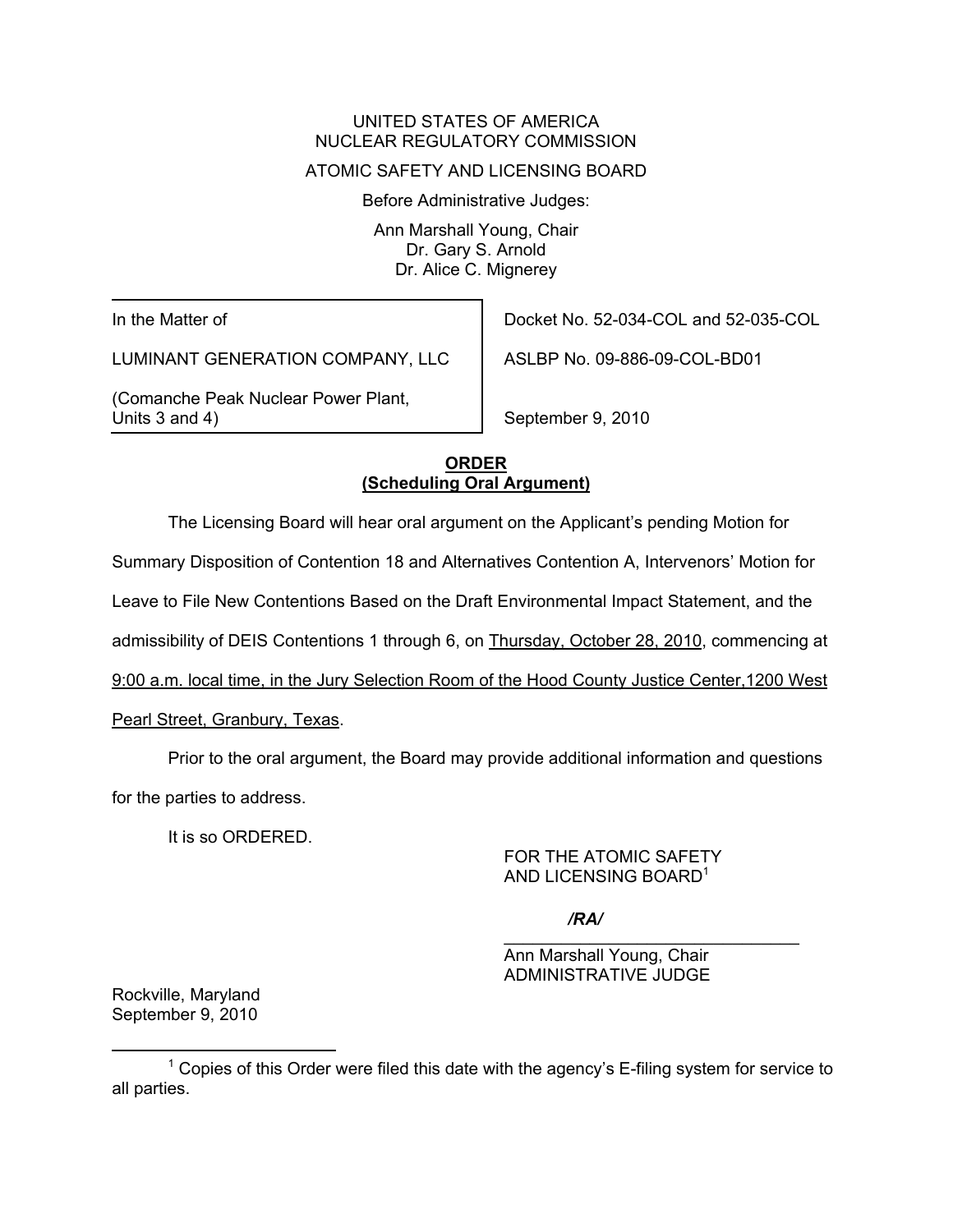UNITED STATES OF AMERICA
NUCLEAR REGULATORY COMMISSION

ATOMIC SAFETY AND LICENSING BOARD

Before Administrative Judges:

Ann Marshall Young, Chair
Dr. Gary S. Arnold
Dr. Alice C. Mignerey

| | |
|---|---|
| In the Matter of | Docket No. 52-034-COL and 52-035-COL |
| LUMINANT GENERATION COMPANY, LLC | ASLBP No. 09-886-09-COL-BD01 |
| (Comanche Peak Nuclear Power Plant, Units 3 and 4) | September 9, 2010 |

**ORDER**
**(Scheduling Oral Argument)**

The Licensing Board will hear oral argument on the Applicant's pending Motion for Summary Disposition of Contention 18 and Alternatives Contention A, Intervenors' Motion for Leave to File New Contentions Based on the Draft Environmental Impact Statement, and the admissibility of DEIS Contentions 1 through 6, on Thursday, October 28, 2010, commencing at 9:00 a.m. local time, in the Jury Selection Room of the Hood County Justice Center, 1200 West Pearl Street, Granbury, Texas.

Prior to the oral argument, the Board may provide additional information and questions for the parties to address.

It is so ORDERED.

FOR THE ATOMIC SAFETY
AND LICENSING BOARD[1]

*/RA/*

Ann Marshall Young, Chair
ADMINISTRATIVE JUDGE

Rockville, Maryland
September 9, 2010

[1] Copies of this Order were filed this date with the agency's E-filing system for service to all parties.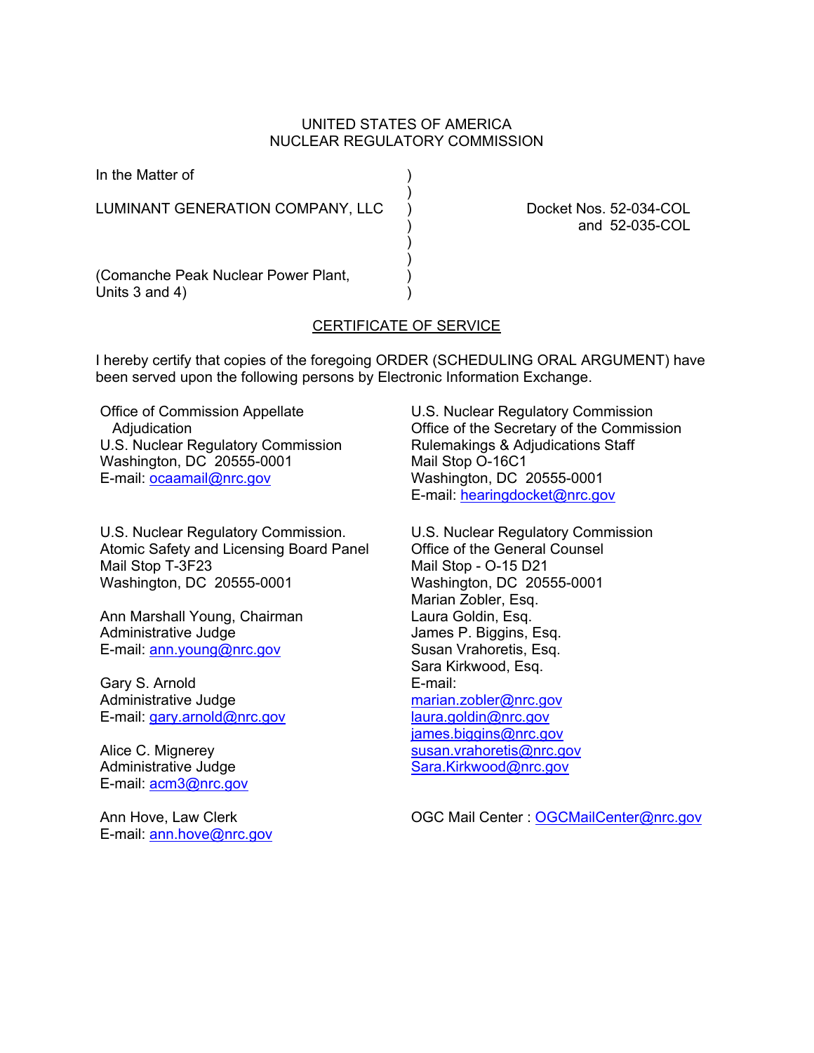UNITED STATES OF AMERICA
NUCLEAR REGULATORY COMMISSION

In the Matter of

LUMINANT GENERATION COMPANY, LLC

(Comanche Peak Nuclear Power Plant, Units 3 and 4)

Docket Nos. 52-034-COL and 52-035-COL

## CERTIFICATE OF SERVICE

I hereby certify that copies of the foregoing ORDER (SCHEDULING ORAL ARGUMENT) have been served upon the following persons by Electronic Information Exchange.

Office of Commission Appellate Adjudication
U.S. Nuclear Regulatory Commission
Washington, DC 20555-0001
E-mail: ocaamail@nrc.gov

U.S. Nuclear Regulatory Commission.
Atomic Safety and Licensing Board Panel
Mail Stop T-3F23
Washington, DC 20555-0001

Ann Marshall Young, Chairman
Administrative Judge
E-mail: ann.young@nrc.gov

Gary S. Arnold
Administrative Judge
E-mail: gary.arnold@nrc.gov

Alice C. Mignerey
Administrative Judge
E-mail: acm3@nrc.gov

Ann Hove, Law Clerk
E-mail: ann.hove@nrc.gov

U.S. Nuclear Regulatory Commission
Office of the Secretary of the Commission
Rulemakings & Adjudications Staff
Mail Stop O-16C1
Washington, DC 20555-0001
E-mail: hearingdocket@nrc.gov

U.S. Nuclear Regulatory Commission
Office of the General Counsel
Mail Stop - O-15 D21
Washington, DC 20555-0001
Marian Zobler, Esq.
Laura Goldin, Esq.
James P. Biggins, Esq.
Susan Vrahoretis, Esq.
Sara Kirkwood, Esq.
E-mail:
marian.zobler@nrc.gov
laura.goldin@nrc.gov
james.biggins@nrc.gov
susan.vrahoretis@nrc.gov
Sara.Kirkwood@nrc.gov

OGC Mail Center : OGCMailCenter@nrc.gov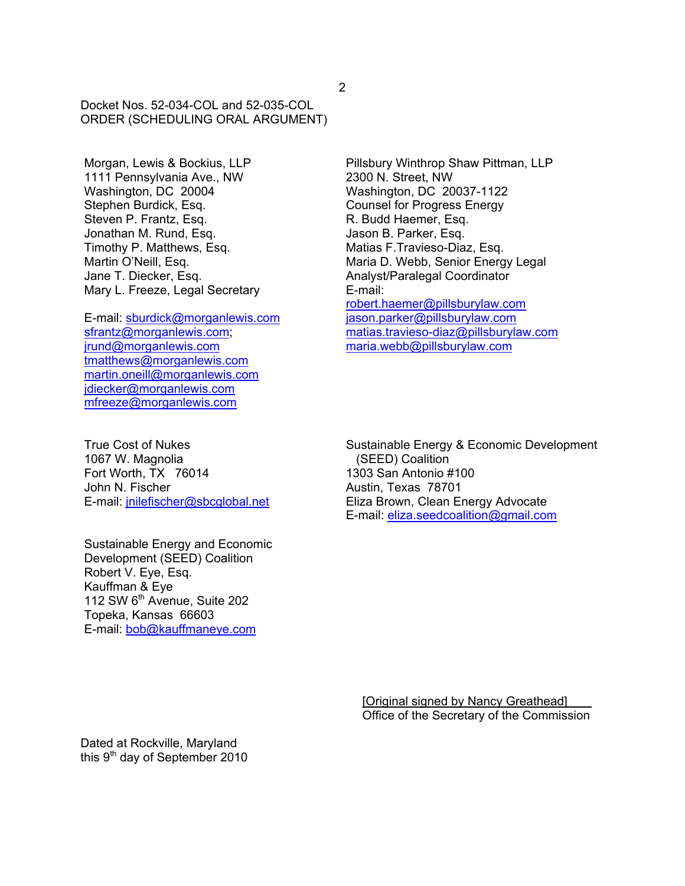Docket Nos. 52-034-COL and 52-035-COL
ORDER (SCHEDULING ORAL ARGUMENT)

Morgan, Lewis & Bockius, LLP
1111 Pennsylvania Ave., NW
Washington, DC 20004
Stephen Burdick, Esq.
Steven P. Frantz, Esq.
Jonathan M. Rund, Esq.
Timothy P. Matthews, Esq.
Martin O'Neill, Esq.
Jane T. Diecker, Esq.
Mary L. Freeze, Legal Secretary

E-mail: sburdick@morganlewis.com
sfrantz@morganlewis.com;
jrund@morganlewis.com
tmatthews@morganlewis.com
martin.oneill@morganlewis.com
jdiecker@morganlewis.com
mfreeze@morganlewis.com

Pillsbury Winthrop Shaw Pittman, LLP
2300 N. Street, NW
Washington, DC 20037-1122
Counsel for Progress Energy
R. Budd Haemer, Esq.
Jason B. Parker, Esq.
Matias F.Travieso-Diaz, Esq.
Maria D. Webb, Senior Energy Legal Analyst/Paralegal Coordinator
E-mail:
robert.haemer@pillsburylaw.com
jason.parker@pillsburylaw.com
matias.travieso-diaz@pillsburylaw.com
maria.webb@pillsburylaw.com

True Cost of Nukes
1067 W. Magnolia
Fort Worth, TX 76014
John N. Fischer
E-mail: jnilefischer@sbcglobal.net

Sustainable Energy & Economic Development (SEED) Coalition
1303 San Antonio #100
Austin, Texas 78701
Eliza Brown, Clean Energy Advocate
E-mail: eliza.seedcoalition@gmail.com

Sustainable Energy and Economic Development (SEED) Coalition
Robert V. Eye, Esq.
Kauffman & Eye
112 SW 6th Avenue, Suite 202
Topeka, Kansas 66603
E-mail: bob@kauffmaneye.com

[Original signed by Nancy Greathead]
Office of the Secretary of the Commission

Dated at Rockville, Maryland
this 9th day of September 2010